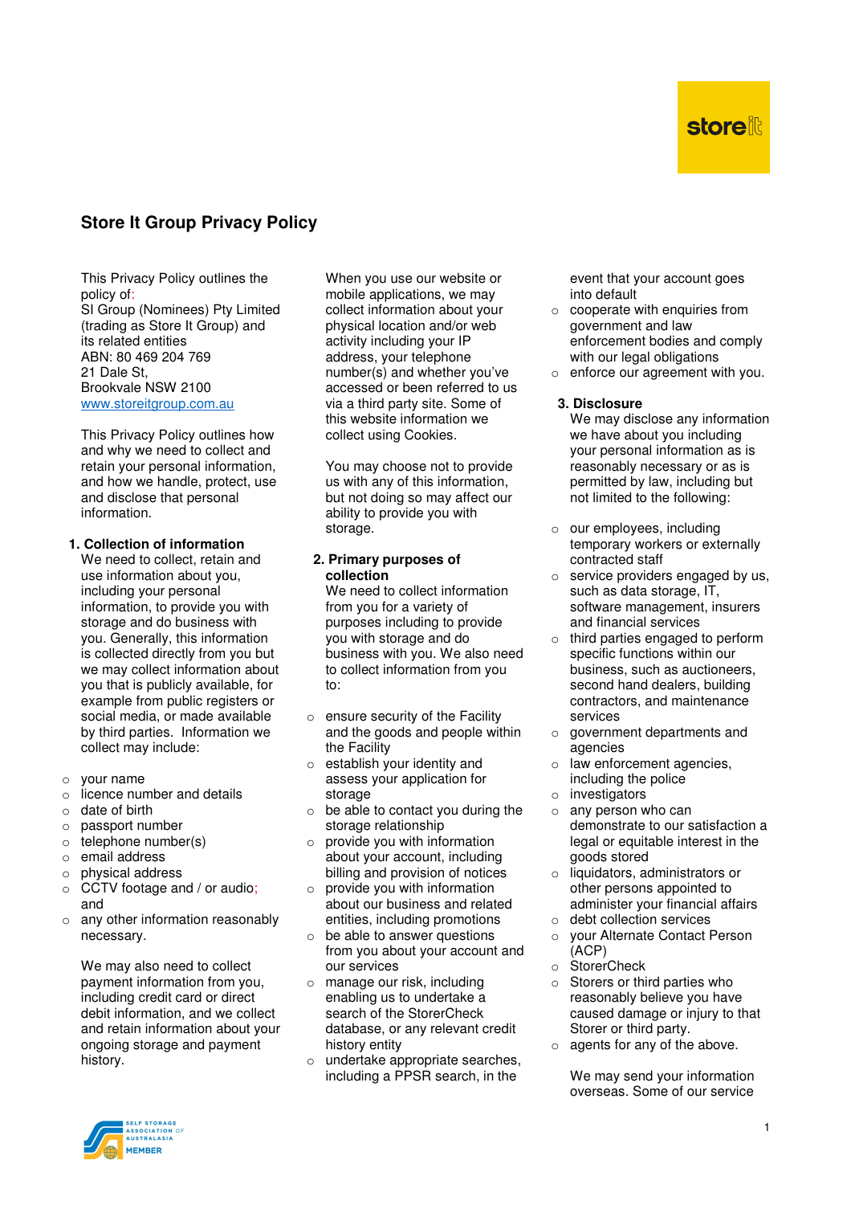# Store It Group Privacy Policy

This Privacy Policy outlines the policy of:
SI Group (Nominees) Pty Limited (trading as Store It Group) and its related entities
ABN: 80 469 204 769
21 Dale St,
Brookvale NSW 2100
www.storeitgroup.com.au

This Privacy Policy outlines how and why we need to collect and retain your personal information, and how we handle, protect, use and disclose that personal information.

## 1. Collection of information

We need to collect, retain and use information about you, including your personal information, to provide you with storage and do business with you. Generally, this information is collected directly from you but we may collect information about you that is publicly available, for example from public registers or social media, or made available by third parties. Information we collect may include:

- your name
- licence number and details
- date of birth
- passport number
- telephone number(s)
- email address
- physical address
- CCTV footage and / or audio; and
- any other information reasonably necessary.

We may also need to collect payment information from you, including credit card or direct debit information, and we collect and retain information about your ongoing storage and payment history.

When you use our website or mobile applications, we may collect information about your physical location and/or web activity including your IP address, your telephone number(s) and whether you've accessed or been referred to us via a third party site. Some of this website information we collect using Cookies.

You may choose not to provide us with any of this information, but not doing so may affect our ability to provide you with storage.

## 2. Primary purposes of collection

We need to collect information from you for a variety of purposes including to provide you with storage and do business with you. We also need to collect information from you to:

- ensure security of the Facility and the goods and people within the Facility
- establish your identity and assess your application for storage
- be able to contact you during the storage relationship
- provide you with information about your account, including billing and provision of notices
- provide you with information about our business and related entities, including promotions
- be able to answer questions from you about your account and our services
- manage our risk, including enabling us to undertake a search of the StorerCheck database, or any relevant credit history entity
- undertake appropriate searches, including a PPSR search, in the event that your account goes into default
- cooperate with enquiries from government and law enforcement bodies and comply with our legal obligations
- enforce our agreement with you.

## 3. Disclosure

We may disclose any information we have about you including your personal information as is reasonably necessary or as is permitted by law, including but not limited to the following:

- our employees, including temporary workers or externally contracted staff
- service providers engaged by us, such as data storage, IT, software management, insurers and financial services
- third parties engaged to perform specific functions within our business, such as auctioneers, second hand dealers, building contractors, and maintenance services
- government departments and agencies
- law enforcement agencies, including the police
- investigators
- any person who can demonstrate to our satisfaction a legal or equitable interest in the goods stored
- liquidators, administrators or other persons appointed to administer your financial affairs
- debt collection services
- your Alternate Contact Person (ACP)
- StorerCheck
- Storers or third parties who reasonably believe you have caused damage or injury to that Storer or third party.
- agents for any of the above.

We may send your information overseas. Some of our service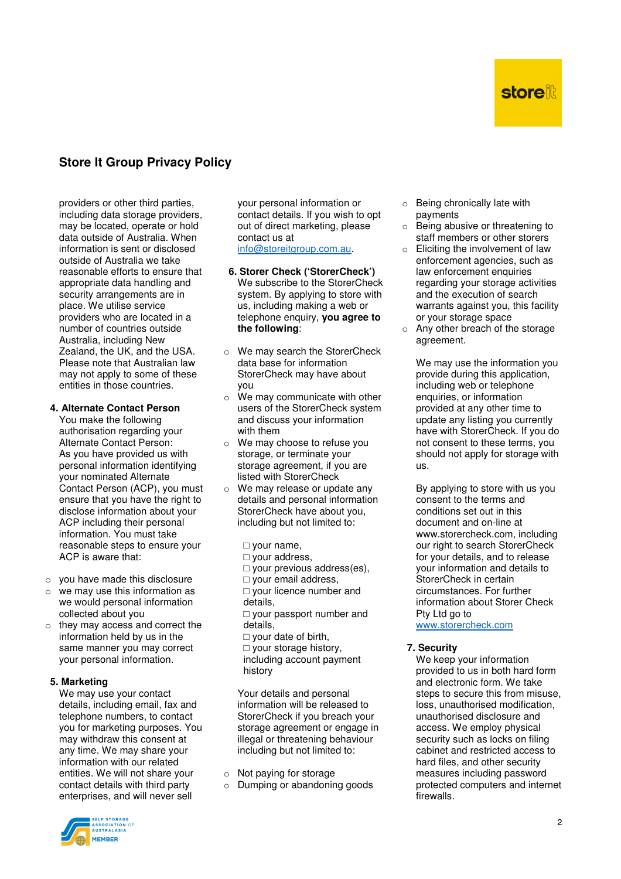## Store It Group Privacy Policy

providers or other third parties, including data storage providers, may be located, operate or hold data outside of Australia. When information is sent or disclosed outside of Australia we take reasonable efforts to ensure that appropriate data handling and security arrangements are in place. We utilise service providers who are located in a number of countries outside Australia, including New Zealand, the UK, and the USA. Please note that Australian law may not apply to some of these entities in those countries.

**4. Alternate Contact Person**

You make the following authorisation regarding your Alternate Contact Person: As you have provided us with personal information identifying your nominated Alternate Contact Person (ACP), you must ensure that you have the right to disclose information about your ACP including their personal information. You must take reasonable steps to ensure your ACP is aware that:

- you have made this disclosure
- we may use this information as we would personal information collected about you
- they may access and correct the information held by us in the same manner you may correct your personal information.

**5. Marketing**

We may use your contact details, including email, fax and telephone numbers, to contact you for marketing purposes. You may withdraw this consent at any time. We may share your information with our related entities. We will not share your contact details with third party enterprises, and will never sell your personal information or contact details. If you wish to opt out of direct marketing, please contact us at [info@storeitgroup.com.au](mailto:info@storeitgroup.com.au).

**6. Storer Check ('StorerCheck')**

We subscribe to the StorerCheck system. By applying to store with us, including making a web or telephone enquiry, **you agree to the following**:

- We may search the StorerCheck data base for information StorerCheck may have about you
- We may communicate with other users of the StorerCheck system and discuss your information with them
- We may choose to refuse you storage, or terminate your storage agreement, if you are listed with StorerCheck
- We may release or update any details and personal information StorerCheck have about you, including but not limited to:

☐ your name,
☐ your address,
☐ your previous address(es),
☐ your email address,
☐ your licence number and details,
☐ your passport number and details,
☐ your date of birth,
☐ your storage history, including account payment history

Your details and personal information will be released to StorerCheck if you breach your storage agreement or engage in illegal or threatening behaviour including but not limited to:

- Not paying for storage
- Dumping or abandoning goods
- Being chronically late with payments
- Being abusive or threatening to staff members or other storers
- Eliciting the involvement of law enforcement agencies, such as law enforcement enquiries regarding your storage activities and the execution of search warrants against you, this facility or your storage space
- Any other breach of the storage agreement.

We may use the information you provide during this application, including web or telephone enquiries, or information provided at any other time to update any listing you currently have with StorerCheck. If you do not consent to these terms, you should not apply for storage with us.

By applying to store with us you consent to the terms and conditions set out in this document and on-line at www.storercheck.com, including our right to search StorerCheck for your details, and to release your information and details to StorerCheck in certain circumstances. For further information about Storer Check Pty Ltd go to [www.storercheck.com](http://www.storercheck.com)

**7. Security**

We keep your information provided to us in both hard form and electronic form. We take steps to secure this from misuse, loss, unauthorised modification, unauthorised disclosure and access. We employ physical security such as locks on filing cabinet and restricted access to hard files, and other security measures including password protected computers and internet firewalls.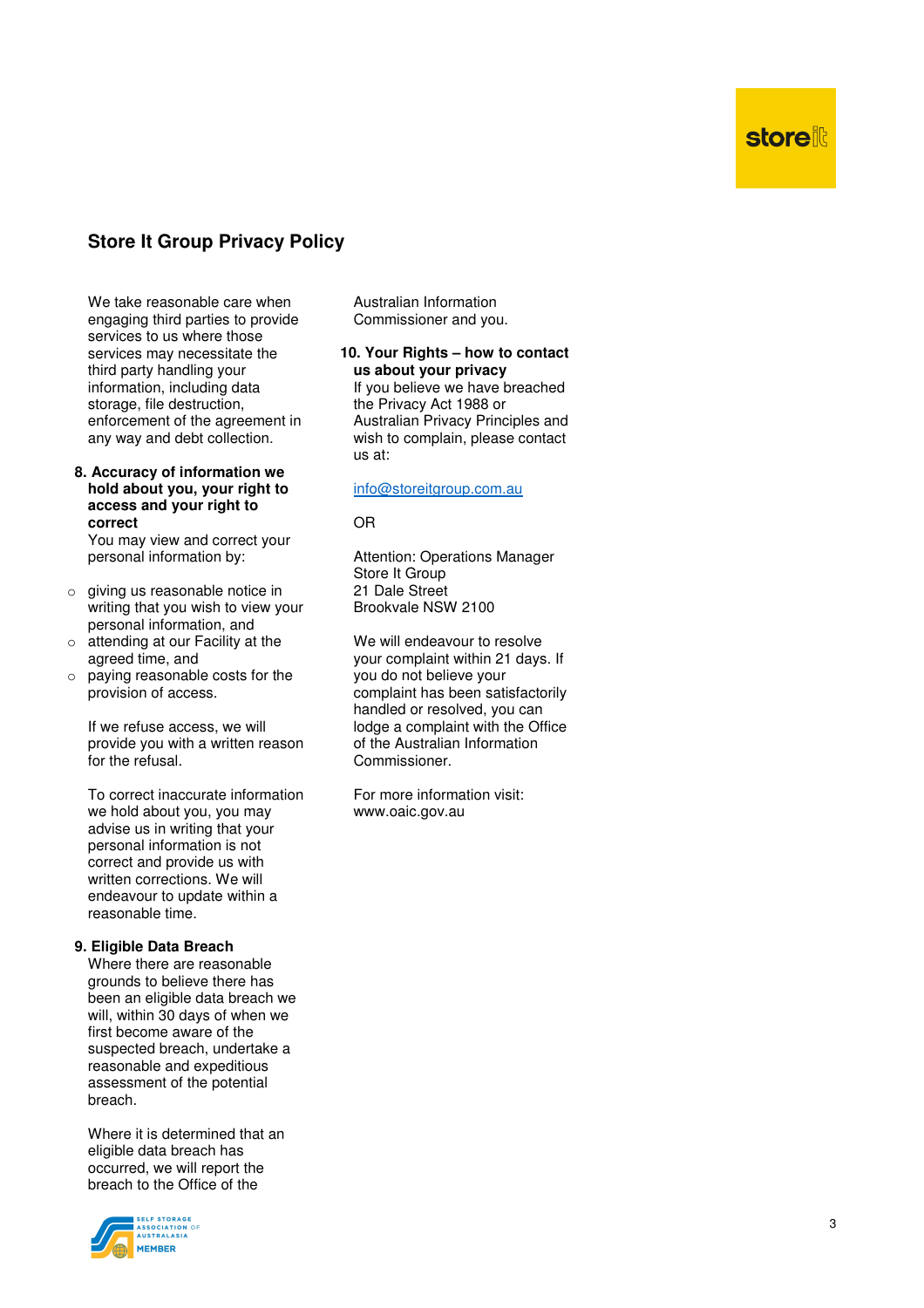# Store It Group Privacy Policy

We take reasonable care when engaging third parties to provide services to us where those services may necessitate the third party handling your information, including data storage, file destruction, enforcement of the agreement in any way and debt collection.

**8. Accuracy of information we hold about you, your right to access and your right to correct**

You may view and correct your personal information by:

- giving us reasonable notice in writing that you wish to view your personal information, and
- attending at our Facility at the agreed time, and
- paying reasonable costs for the provision of access.

If we refuse access, we will provide you with a written reason for the refusal.

To correct inaccurate information we hold about you, you may advise us in writing that your personal information is not correct and provide us with written corrections. We will endeavour to update within a reasonable time.

**9. Eligible Data Breach**

Where there are reasonable grounds to believe there has been an eligible data breach we will, within 30 days of when we first become aware of the suspected breach, undertake a reasonable and expeditious assessment of the potential breach.

Where it is determined that an eligible data breach has occurred, we will report the breach to the Office of the Australian Information Commissioner and you.

**10. Your Rights – how to contact us about your privacy**

If you believe we have breached the Privacy Act 1988 or Australian Privacy Principles and wish to complain, please contact us at:

info@storeitgroup.com.au

OR

Attention: Operations Manager
Store It Group
21 Dale Street
Brookvale NSW 2100

We will endeavour to resolve your complaint within 21 days. If you do not believe your complaint has been satisfactorily handled or resolved, you can lodge a complaint with the Office of the Australian Information Commissioner.

For more information visit:
www.oaic.gov.au